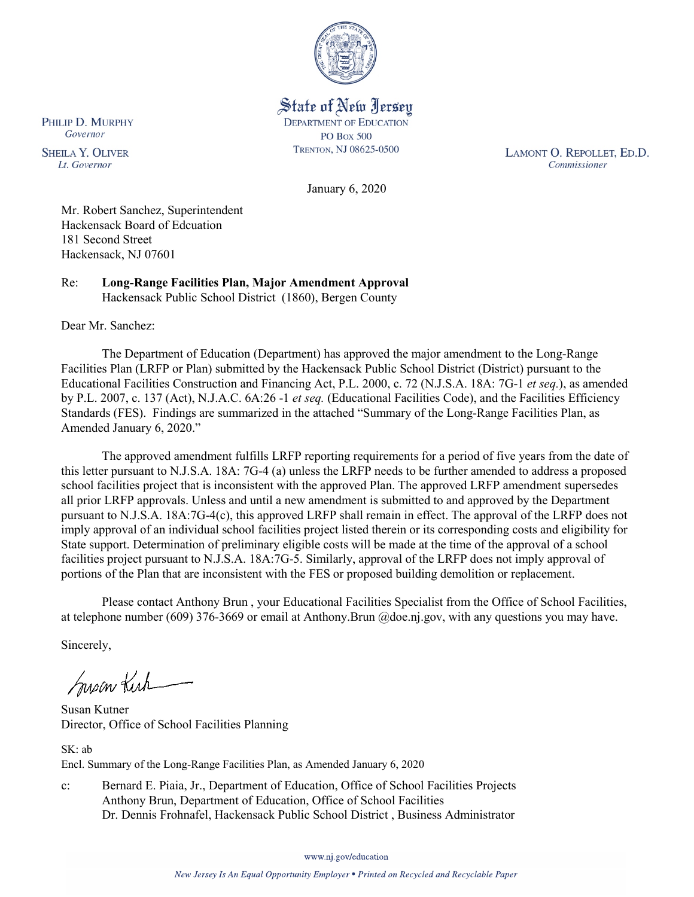PHILIP D. MURPHY
*Governor*

SHEILA Y. OLIVER
*Lt. Governor*

State of New Jersey
DEPARTMENT OF EDUCATION
PO BOX 500
TRENTON, NJ 08625-0500

LAMONT O. REPOLLET, ED.D.
*Commissioner*

January 6, 2020

Mr. Robert Sanchez, Superintendent
Hackensack Board of Edcuation
181 Second Street
Hackensack, NJ 07601

Re: **Long-Range Facilities Plan, Major Amendment Approval**
Hackensack Public School District (1860), Bergen County

Dear Mr. Sanchez:

The Department of Education (Department) has approved the major amendment to the Long-Range Facilities Plan (LRFP or Plan) submitted by the Hackensack Public School District (District) pursuant to the Educational Facilities Construction and Financing Act, P.L. 2000, c. 72 (N.J.S.A. 18A: 7G-1 *et seq.*), as amended by P.L. 2007, c. 137 (Act), N.J.A.C. 6A:26 -1 *et seq.* (Educational Facilities Code), and the Facilities Efficiency Standards (FES). Findings are summarized in the attached "Summary of the Long-Range Facilities Plan, as Amended January 6, 2020."

The approved amendment fulfills LRFP reporting requirements for a period of five years from the date of this letter pursuant to N.J.S.A. 18A: 7G-4 (a) unless the LRFP needs to be further amended to address a proposed school facilities project that is inconsistent with the approved Plan. The approved LRFP amendment supersedes all prior LRFP approvals. Unless and until a new amendment is submitted to and approved by the Department pursuant to N.J.S.A. 18A:7G-4(c), this approved LRFP shall remain in effect. The approval of the LRFP does not imply approval of an individual school facilities project listed therein or its corresponding costs and eligibility for State support. Determination of preliminary eligible costs will be made at the time of the approval of a school facilities project pursuant to N.J.S.A. 18A:7G-5. Similarly, approval of the LRFP does not imply approval of portions of the Plan that are inconsistent with the FES or proposed building demolition or replacement.

Please contact Anthony Brun , your Educational Facilities Specialist from the Office of School Facilities, at telephone number (609) 376-3669 or email at Anthony.Brun @doe.nj.gov, with any questions you may have.

Sincerely,

Susan Kutner
Director, Office of School Facilities Planning

SK: ab
Encl. Summary of the Long-Range Facilities Plan, as Amended January 6, 2020

c: Bernard E. Piaia, Jr., Department of Education, Office of School Facilities Projects
Anthony Brun, Department of Education, Office of School Facilities
Dr. Dennis Frohnafel, Hackensack Public School District , Business Administrator

www.nj.gov/education

*New Jersey Is An Equal Opportunity Employer • Printed on Recycled and Recyclable Paper*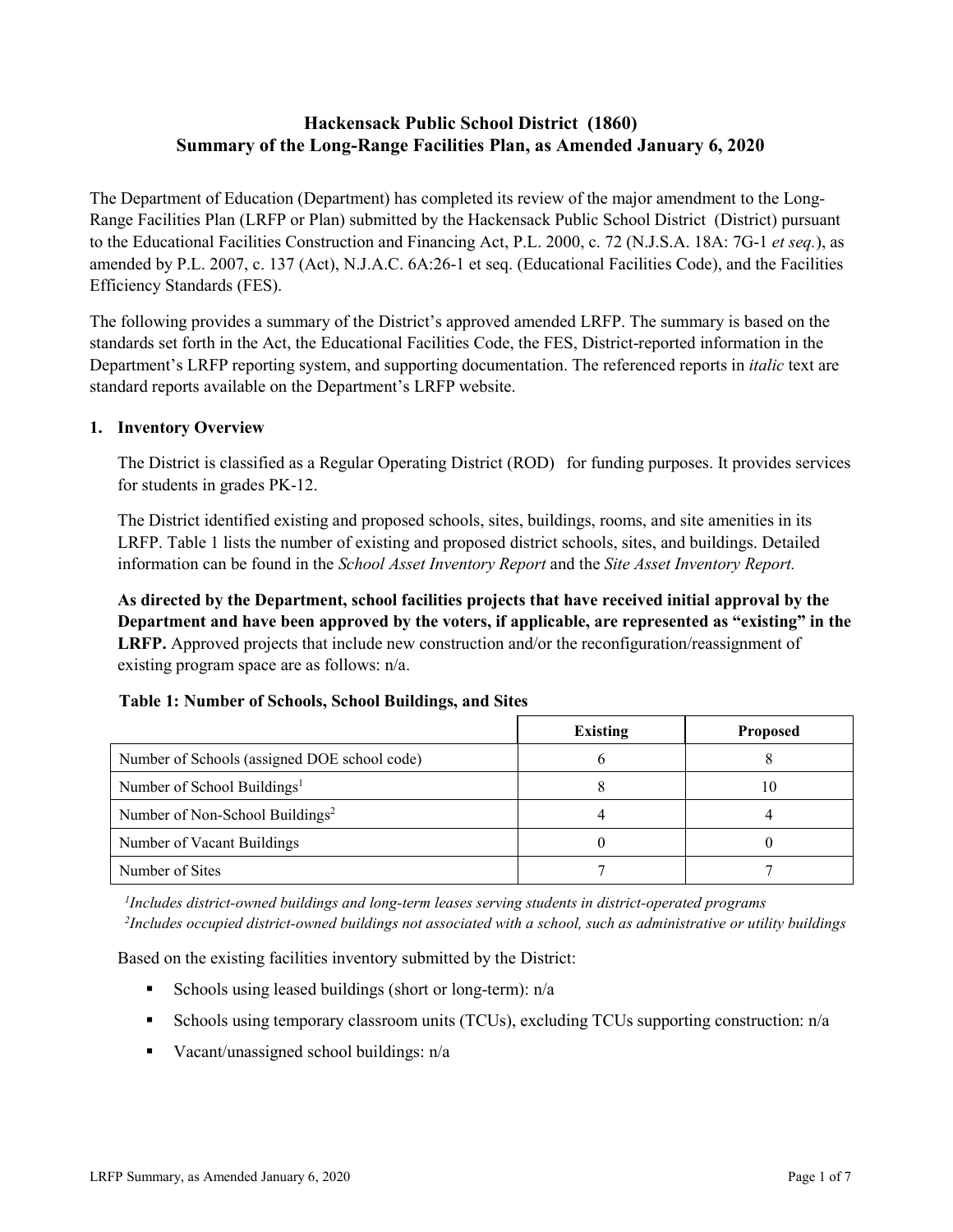# Hackensack Public School District (1860)
# Summary of the Long-Range Facilities Plan, as Amended January 6, 2020

The Department of Education (Department) has completed its review of the major amendment to the Long-Range Facilities Plan (LRFP or Plan) submitted by the Hackensack Public School District (District) pursuant to the Educational Facilities Construction and Financing Act, P.L. 2000, c. 72 (N.J.S.A. 18A: 7G-1 *et seq.*), as amended by P.L. 2007, c. 137 (Act), N.J.A.C. 6A:26-1 et seq. (Educational Facilities Code), and the Facilities Efficiency Standards (FES).

The following provides a summary of the District's approved amended LRFP. The summary is based on the standards set forth in the Act, the Educational Facilities Code, the FES, District-reported information in the Department's LRFP reporting system, and supporting documentation. The referenced reports in *italic* text are standard reports available on the Department's LRFP website.

## 1. Inventory Overview

The District is classified as a Regular Operating District (ROD) for funding purposes. It provides services for students in grades PK-12.

The District identified existing and proposed schools, sites, buildings, rooms, and site amenities in its LRFP. Table 1 lists the number of existing and proposed district schools, sites, and buildings. Detailed information can be found in the *School Asset Inventory Report* and the *Site Asset Inventory Report.*

**As directed by the Department, school facilities projects that have received initial approval by the Department and have been approved by the voters, if applicable, are represented as "existing" in the LRFP.** Approved projects that include new construction and/or the reconfiguration/reassignment of existing program space are as follows: n/a.

**Table 1: Number of Schools, School Buildings, and Sites**

| | Existing | Proposed |
|---|---|---|
| Number of Schools (assigned DOE school code) | 6 | 8 |
| Number of School Buildings[1] | 8 | 10 |
| Number of Non-School Buildings[2] | 4 | 4 |
| Number of Vacant Buildings | 0 | 0 |
| Number of Sites | 7 | 7 |

*[1]Includes district-owned buildings and long-term leases serving students in district-operated programs*
*[2]Includes occupied district-owned buildings not associated with a school, such as administrative or utility buildings*

Based on the existing facilities inventory submitted by the District:

- Schools using leased buildings (short or long-term): n/a
- Schools using temporary classroom units (TCUs), excluding TCUs supporting construction: n/a
- Vacant/unassigned school buildings: n/a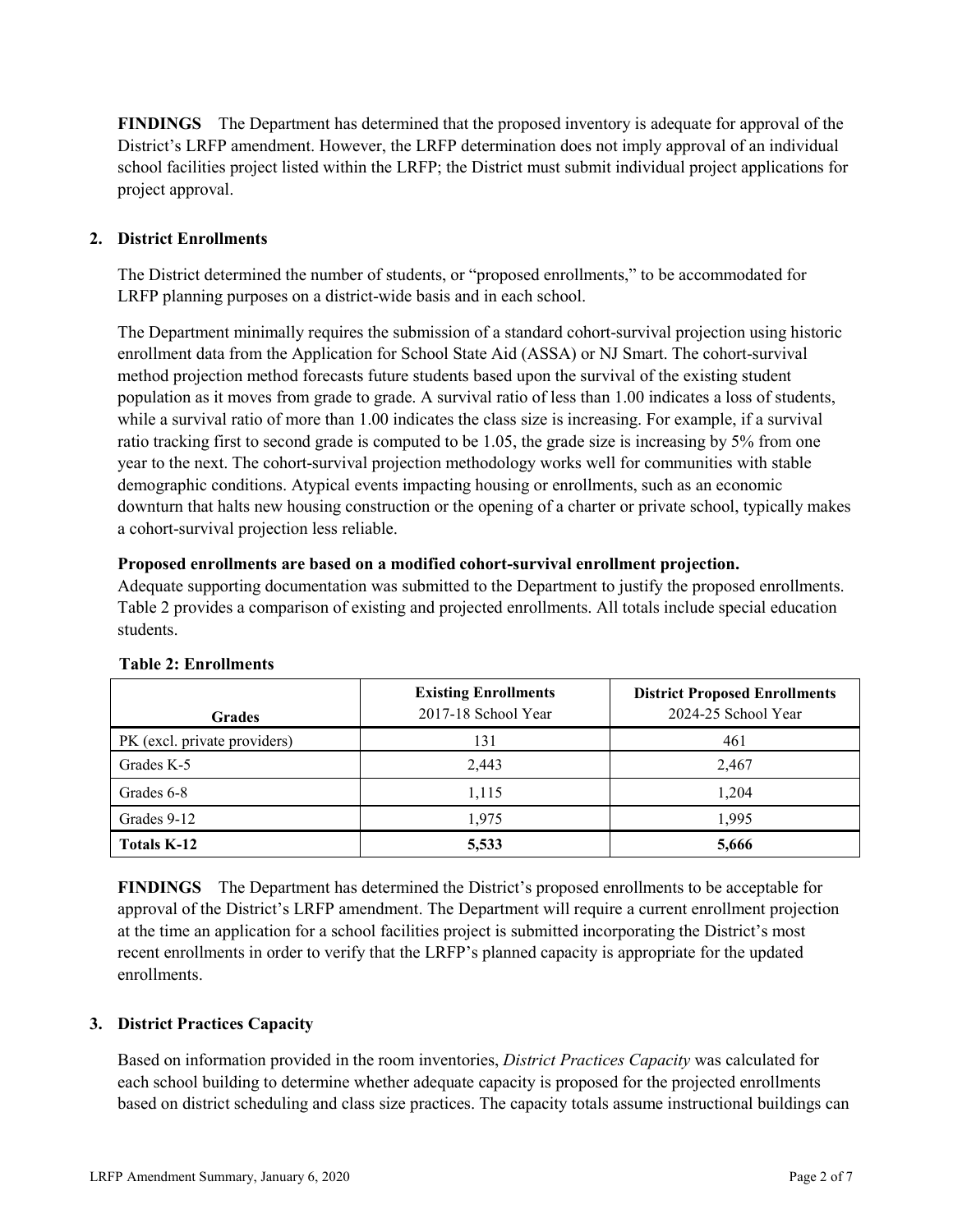**FINDINGS** The Department has determined that the proposed inventory is adequate for approval of the District's LRFP amendment. However, the LRFP determination does not imply approval of an individual school facilities project listed within the LRFP; the District must submit individual project applications for project approval.

## 2. District Enrollments

The District determined the number of students, or "proposed enrollments," to be accommodated for LRFP planning purposes on a district-wide basis and in each school.

The Department minimally requires the submission of a standard cohort-survival projection using historic enrollment data from the Application for School State Aid (ASSA) or NJ Smart. The cohort-survival method projection method forecasts future students based upon the survival of the existing student population as it moves from grade to grade. A survival ratio of less than 1.00 indicates a loss of students, while a survival ratio of more than 1.00 indicates the class size is increasing. For example, if a survival ratio tracking first to second grade is computed to be 1.05, the grade size is increasing by 5% from one year to the next. The cohort-survival projection methodology works well for communities with stable demographic conditions. Atypical events impacting housing or enrollments, such as an economic downturn that halts new housing construction or the opening of a charter or private school, typically makes a cohort-survival projection less reliable.

**Proposed enrollments are based on a modified cohort-survival enrollment projection.**
Adequate supporting documentation was submitted to the Department to justify the proposed enrollments. Table 2 provides a comparison of existing and projected enrollments. All totals include special education students.

**Table 2: Enrollments**

| Grades | Existing Enrollments 2017-18 School Year | District Proposed Enrollments 2024-25 School Year |
|---|---|---|
| PK (excl. private providers) | 131 | 461 |
| Grades K-5 | 2,443 | 2,467 |
| Grades 6-8 | 1,115 | 1,204 |
| Grades 9-12 | 1,975 | 1,995 |
| **Totals K-12** | **5,533** | **5,666** |

**FINDINGS** The Department has determined the District's proposed enrollments to be acceptable for approval of the District's LRFP amendment. The Department will require a current enrollment projection at the time an application for a school facilities project is submitted incorporating the District's most recent enrollments in order to verify that the LRFP's planned capacity is appropriate for the updated enrollments.

## 3. District Practices Capacity

Based on information provided in the room inventories, *District Practices Capacity* was calculated for each school building to determine whether adequate capacity is proposed for the projected enrollments based on district scheduling and class size practices. The capacity totals assume instructional buildings can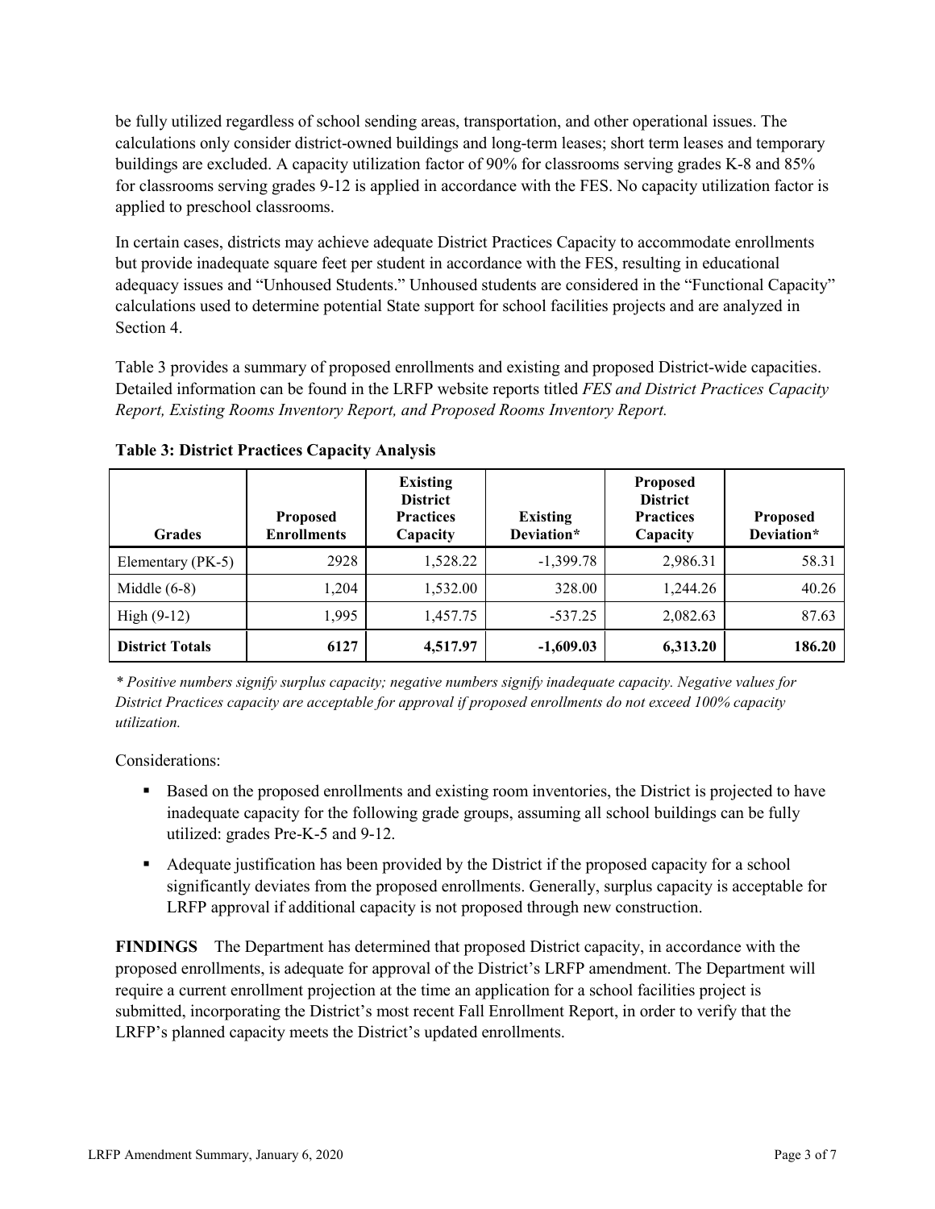be fully utilized regardless of school sending areas, transportation, and other operational issues. The calculations only consider district-owned buildings and long-term leases; short term leases and temporary buildings are excluded. A capacity utilization factor of 90% for classrooms serving grades K-8 and 85% for classrooms serving grades 9-12 is applied in accordance with the FES. No capacity utilization factor is applied to preschool classrooms.

In certain cases, districts may achieve adequate District Practices Capacity to accommodate enrollments but provide inadequate square feet per student in accordance with the FES, resulting in educational adequacy issues and "Unhoused Students." Unhoused students are considered in the "Functional Capacity" calculations used to determine potential State support for school facilities projects and are analyzed in Section 4.

Table 3 provides a summary of proposed enrollments and existing and proposed District-wide capacities. Detailed information can be found in the LRFP website reports titled *FES and District Practices Capacity Report, Existing Rooms Inventory Report, and Proposed Rooms Inventory Report.*

**Table 3: District Practices Capacity Analysis**

| Grades | Proposed Enrollments | Existing District Practices Capacity | Existing Deviation* | Proposed District Practices Capacity | Proposed Deviation* |
|---|---|---|---|---|---|
| Elementary (PK-5) | 2928 | 1,528.22 | -1,399.78 | 2,986.31 | 58.31 |
| Middle (6-8) | 1,204 | 1,532.00 | 328.00 | 1,244.26 | 40.26 |
| High (9-12) | 1,995 | 1,457.75 | -537.25 | 2,082.63 | 87.63 |
| **District Totals** | **6127** | **4,517.97** | **-1,609.03** | **6,313.20** | **186.20** |

*\* Positive numbers signify surplus capacity; negative numbers signify inadequate capacity. Negative values for District Practices capacity are acceptable for approval if proposed enrollments do not exceed 100% capacity utilization.*

Considerations:

- Based on the proposed enrollments and existing room inventories, the District is projected to have inadequate capacity for the following grade groups, assuming all school buildings can be fully utilized: grades Pre-K-5 and 9-12.
- Adequate justification has been provided by the District if the proposed capacity for a school significantly deviates from the proposed enrollments. Generally, surplus capacity is acceptable for LRFP approval if additional capacity is not proposed through new construction.

**FINDINGS** The Department has determined that proposed District capacity, in accordance with the proposed enrollments, is adequate for approval of the District's LRFP amendment. The Department will require a current enrollment projection at the time an application for a school facilities project is submitted, incorporating the District's most recent Fall Enrollment Report, in order to verify that the LRFP's planned capacity meets the District's updated enrollments.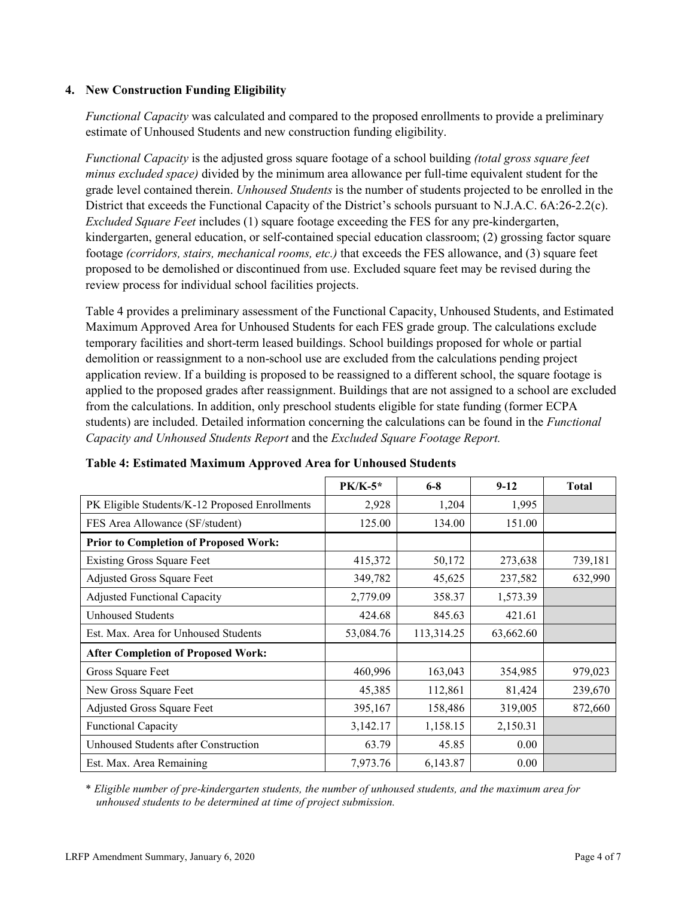## 4. New Construction Funding Eligibility

*Functional Capacity* was calculated and compared to the proposed enrollments to provide a preliminary estimate of Unhoused Students and new construction funding eligibility.

*Functional Capacity* is the adjusted gross square footage of a school building *(total gross square feet minus excluded space)* divided by the minimum area allowance per full-time equivalent student for the grade level contained therein. *Unhoused Students* is the number of students projected to be enrolled in the District that exceeds the Functional Capacity of the District's schools pursuant to N.J.A.C. 6A:26-2.2(c). *Excluded Square Feet* includes (1) square footage exceeding the FES for any pre-kindergarten, kindergarten, general education, or self-contained special education classroom; (2) grossing factor square footage *(corridors, stairs, mechanical rooms, etc.)* that exceeds the FES allowance, and (3) square feet proposed to be demolished or discontinued from use. Excluded square feet may be revised during the review process for individual school facilities projects.

Table 4 provides a preliminary assessment of the Functional Capacity, Unhoused Students, and Estimated Maximum Approved Area for Unhoused Students for each FES grade group. The calculations exclude temporary facilities and short-term leased buildings. School buildings proposed for whole or partial demolition or reassignment to a non-school use are excluded from the calculations pending project application review. If a building is proposed to be reassigned to a different school, the square footage is applied to the proposed grades after reassignment. Buildings that are not assigned to a school are excluded from the calculations. In addition, only preschool students eligible for state funding (former ECPA students) are included. Detailed information concerning the calculations can be found in the *Functional Capacity and Unhoused Students Report* and the *Excluded Square Footage Report.*

**Table 4: Estimated Maximum Approved Area for Unhoused Students**

| | PK/K-5* | 6-8 | 9-12 | Total |
|---|---|---|---|---|
| PK Eligible Students/K-12 Proposed Enrollments | 2,928 | 1,204 | 1,995 | |
| FES Area Allowance (SF/student) | 125.00 | 134.00 | 151.00 | |
| **Prior to Completion of Proposed Work:** | | | | |
| Existing Gross Square Feet | 415,372 | 50,172 | 273,638 | 739,181 |
| Adjusted Gross Square Feet | 349,782 | 45,625 | 237,582 | 632,990 |
| Adjusted Functional Capacity | 2,779.09 | 358.37 | 1,573.39 | |
| Unhoused Students | 424.68 | 845.63 | 421.61 | |
| Est. Max. Area for Unhoused Students | 53,084.76 | 113,314.25 | 63,662.60 | |
| **After Completion of Proposed Work:** | | | | |
| Gross Square Feet | 460,996 | 163,043 | 354,985 | 979,023 |
| New Gross Square Feet | 45,385 | 112,861 | 81,424 | 239,670 |
| Adjusted Gross Square Feet | 395,167 | 158,486 | 319,005 | 872,660 |
| Functional Capacity | 3,142.17 | 1,158.15 | 2,150.31 | |
| Unhoused Students after Construction | 63.79 | 45.85 | 0.00 | |
| Est. Max. Area Remaining | 7,973.76 | 6,143.87 | 0.00 | |

* *Eligible number of pre-kindergarten students, the number of unhoused students, and the maximum area for unhoused students to be determined at time of project submission.*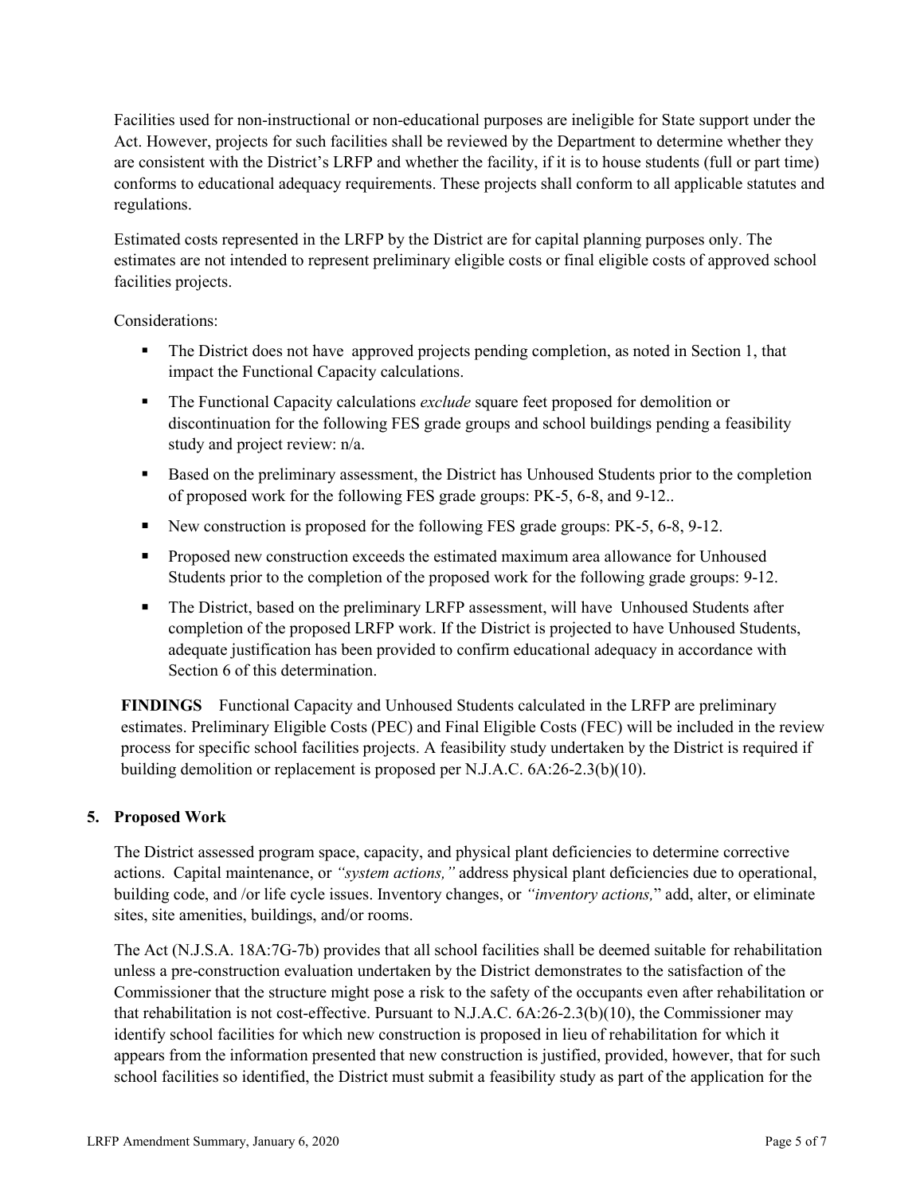Facilities used for non-instructional or non-educational purposes are ineligible for State support under the Act. However, projects for such facilities shall be reviewed by the Department to determine whether they are consistent with the District's LRFP and whether the facility, if it is to house students (full or part time) conforms to educational adequacy requirements. These projects shall conform to all applicable statutes and regulations.

Estimated costs represented in the LRFP by the District are for capital planning purposes only. The estimates are not intended to represent preliminary eligible costs or final eligible costs of approved school facilities projects.

Considerations:

- The District does not have approved projects pending completion, as noted in Section 1, that impact the Functional Capacity calculations.
- The Functional Capacity calculations *exclude* square feet proposed for demolition or discontinuation for the following FES grade groups and school buildings pending a feasibility study and project review: n/a.
- Based on the preliminary assessment, the District has Unhoused Students prior to the completion of proposed work for the following FES grade groups: PK-5, 6-8, and 9-12..
- New construction is proposed for the following FES grade groups: PK-5, 6-8, 9-12.
- Proposed new construction exceeds the estimated maximum area allowance for Unhoused Students prior to the completion of the proposed work for the following grade groups: 9-12.
- The District, based on the preliminary LRFP assessment, will have Unhoused Students after completion of the proposed LRFP work. If the District is projected to have Unhoused Students, adequate justification has been provided to confirm educational adequacy in accordance with Section 6 of this determination.

**FINDINGS** Functional Capacity and Unhoused Students calculated in the LRFP are preliminary estimates. Preliminary Eligible Costs (PEC) and Final Eligible Costs (FEC) will be included in the review process for specific school facilities projects. A feasibility study undertaken by the District is required if building demolition or replacement is proposed per N.J.A.C. 6A:26-2.3(b)(10).

## 5. Proposed Work

The District assessed program space, capacity, and physical plant deficiencies to determine corrective actions. Capital maintenance, or *"system actions,"* address physical plant deficiencies due to operational, building code, and /or life cycle issues. Inventory changes, or *"inventory actions,"* add, alter, or eliminate sites, site amenities, buildings, and/or rooms.

The Act (N.J.S.A. 18A:7G-7b) provides that all school facilities shall be deemed suitable for rehabilitation unless a pre-construction evaluation undertaken by the District demonstrates to the satisfaction of the Commissioner that the structure might pose a risk to the safety of the occupants even after rehabilitation or that rehabilitation is not cost-effective. Pursuant to N.J.A.C. 6A:26-2.3(b)(10), the Commissioner may identify school facilities for which new construction is proposed in lieu of rehabilitation for which it appears from the information presented that new construction is justified, provided, however, that for such school facilities so identified, the District must submit a feasibility study as part of the application for the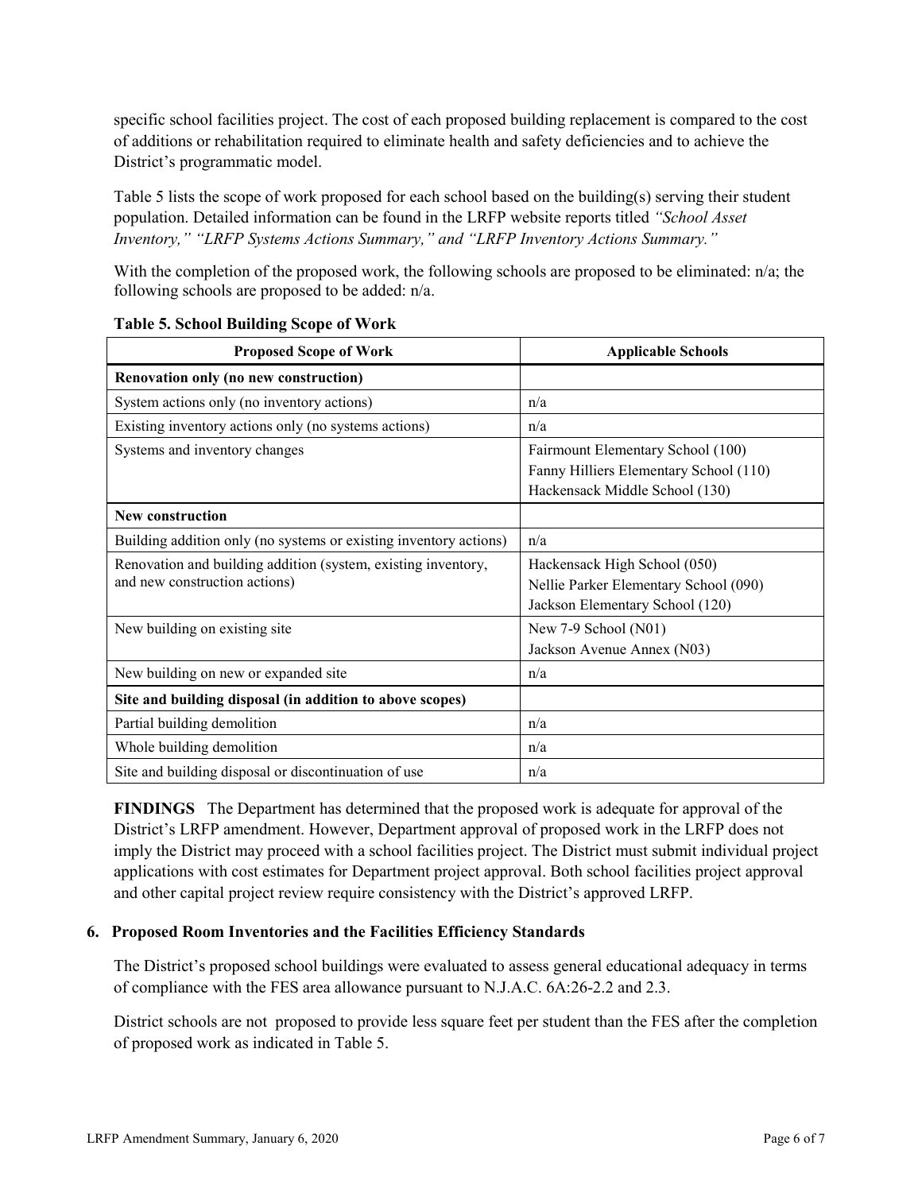specific school facilities project. The cost of each proposed building replacement is compared to the cost of additions or rehabilitation required to eliminate health and safety deficiencies and to achieve the District's programmatic model.

Table 5 lists the scope of work proposed for each school based on the building(s) serving their student population. Detailed information can be found in the LRFP website reports titled *"School Asset Inventory," "LRFP Systems Actions Summary," and "LRFP Inventory Actions Summary."*

With the completion of the proposed work, the following schools are proposed to be eliminated: n/a; the following schools are proposed to be added: n/a.

**Table 5. School Building Scope of Work**

| Proposed Scope of Work | Applicable Schools |
|---|---|
| **Renovation only (no new construction)** | |
| System actions only (no inventory actions) | n/a |
| Existing inventory actions only (no systems actions) | n/a |
| Systems and inventory changes | Fairmount Elementary School (100)<br>Fanny Hilliers Elementary School (110)<br>Hackensack Middle School (130) |
| **New construction** | |
| Building addition only (no systems or existing inventory actions) | n/a |
| Renovation and building addition (system, existing inventory, and new construction actions) | Hackensack High School (050)<br>Nellie Parker Elementary School (090)<br>Jackson Elementary School (120) |
| New building on existing site | New 7-9 School (N01)<br>Jackson Avenue Annex (N03) |
| New building on new or expanded site | n/a |
| **Site and building disposal (in addition to above scopes)** | |
| Partial building demolition | n/a |
| Whole building demolition | n/a |
| Site and building disposal or discontinuation of use | n/a |

**FINDINGS** The Department has determined that the proposed work is adequate for approval of the District's LRFP amendment. However, Department approval of proposed work in the LRFP does not imply the District may proceed with a school facilities project. The District must submit individual project applications with cost estimates for Department project approval. Both school facilities project approval and other capital project review require consistency with the District's approved LRFP.

### 6. Proposed Room Inventories and the Facilities Efficiency Standards

The District's proposed school buildings were evaluated to assess general educational adequacy in terms of compliance with the FES area allowance pursuant to N.J.A.C. 6A:26-2.2 and 2.3.

District schools are not proposed to provide less square feet per student than the FES after the completion of proposed work as indicated in Table 5.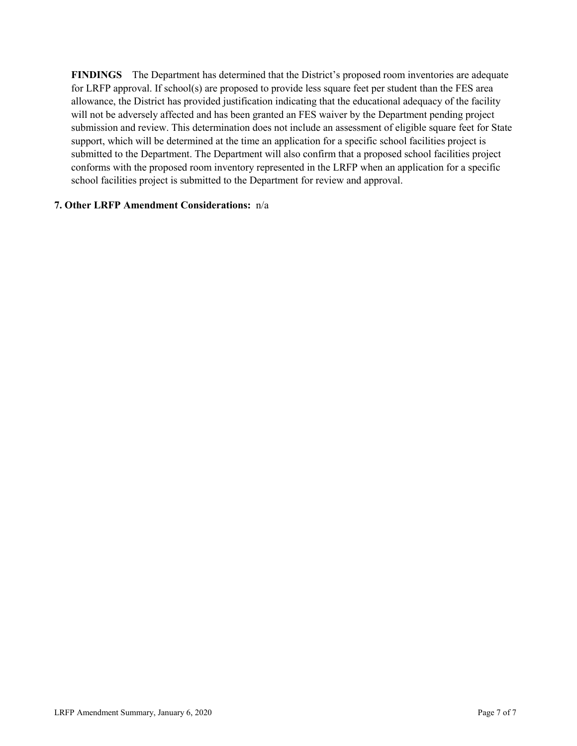**FINDINGS** The Department has determined that the District's proposed room inventories are adequate for LRFP approval. If school(s) are proposed to provide less square feet per student than the FES area allowance, the District has provided justification indicating that the educational adequacy of the facility will not be adversely affected and has been granted an FES waiver by the Department pending project submission and review. This determination does not include an assessment of eligible square feet for State support, which will be determined at the time an application for a specific school facilities project is submitted to the Department. The Department will also confirm that a proposed school facilities project conforms with the proposed room inventory represented in the LRFP when an application for a specific school facilities project is submitted to the Department for review and approval.

**7. Other LRFP Amendment Considerations:** n/a